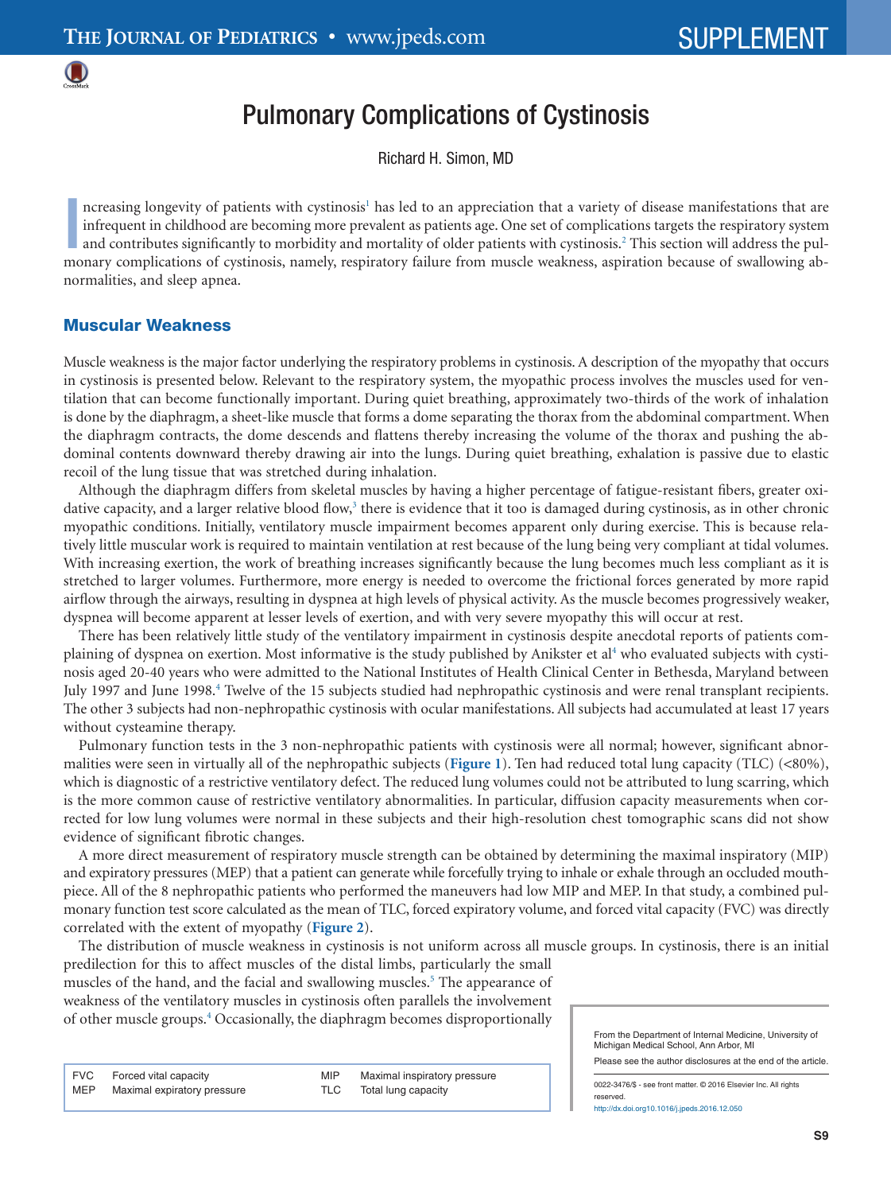# Pulmonary Complications of Cystinosis

Richard H. Simon, MD

Increasing longevity of patients with cystinosis[1] has led to an appreciation that a variety of disease manifestations that are infrequent in childhood are becoming more prevalent as patients age. One set of complications targets the respiratory system and contributes significantly to morbidity and mortality of older patients with cystinosis.[2] This section will address the pulmonary complications of cystinosis, namely, respiratory failure from muscle weakness, aspiration because of swallowing abnormalities, and sleep apnea.

## Muscular Weakness

Muscle weakness is the major factor underlying the respiratory problems in cystinosis. A description of the myopathy that occurs in cystinosis is presented below. Relevant to the respiratory system, the myopathic process involves the muscles used for ventilation that can become functionally important. During quiet breathing, approximately two-thirds of the work of inhalation is done by the diaphragm, a sheet-like muscle that forms a dome separating the thorax from the abdominal compartment. When the diaphragm contracts, the dome descends and flattens thereby increasing the volume of the thorax and pushing the abdominal contents downward thereby drawing air into the lungs. During quiet breathing, exhalation is passive due to elastic recoil of the lung tissue that was stretched during inhalation.

Although the diaphragm differs from skeletal muscles by having a higher percentage of fatigue-resistant fibers, greater oxidative capacity, and a larger relative blood flow,[3] there is evidence that it too is damaged during cystinosis, as in other chronic myopathic conditions. Initially, ventilatory muscle impairment becomes apparent only during exercise. This is because relatively little muscular work is required to maintain ventilation at rest because of the lung being very compliant at tidal volumes. With increasing exertion, the work of breathing increases significantly because the lung becomes much less compliant as it is stretched to larger volumes. Furthermore, more energy is needed to overcome the frictional forces generated by more rapid airflow through the airways, resulting in dyspnea at high levels of physical activity. As the muscle becomes progressively weaker, dyspnea will become apparent at lesser levels of exertion, and with very severe myopathy this will occur at rest.

There has been relatively little study of the ventilatory impairment in cystinosis despite anecdotal reports of patients complaining of dyspnea on exertion. Most informative is the study published by Anikster et al[4] who evaluated subjects with cystinosis aged 20-40 years who were admitted to the National Institutes of Health Clinical Center in Bethesda, Maryland between July 1997 and June 1998.[4] Twelve of the 15 subjects studied had nephropathic cystinosis and were renal transplant recipients. The other 3 subjects had non-nephropathic cystinosis with ocular manifestations. All subjects had accumulated at least 17 years without cysteamine therapy.

Pulmonary function tests in the 3 non-nephropathic patients with cystinosis were all normal; however, significant abnormalities were seen in virtually all of the nephropathic subjects (**Figure 1**). Ten had reduced total lung capacity (TLC) (<80%), which is diagnostic of a restrictive ventilatory defect. The reduced lung volumes could not be attributed to lung scarring, which is the more common cause of restrictive ventilatory abnormalities. In particular, diffusion capacity measurements when corrected for low lung volumes were normal in these subjects and their high-resolution chest tomographic scans did not show evidence of significant fibrotic changes.

A more direct measurement of respiratory muscle strength can be obtained by determining the maximal inspiratory (MIP) and expiratory pressures (MEP) that a patient can generate while forcefully trying to inhale or exhale through an occluded mouthpiece. All of the 8 nephropathic patients who performed the maneuvers had low MIP and MEP. In that study, a combined pulmonary function test score calculated as the mean of TLC, forced expiratory volume, and forced vital capacity (FVC) was directly correlated with the extent of myopathy (**Figure 2**).

The distribution of muscle weakness in cystinosis is not uniform across all muscle groups. In cystinosis, there is an initial predilection for this to affect muscles of the distal limbs, particularly the small muscles of the hand, and the facial and swallowing muscles.[5] The appearance of weakness of the ventilatory muscles in cystinosis often parallels the involvement of other muscle groups.[4] Occasionally, the diaphragm becomes disproportionally

| | | | |
|---|---|---|---|
| FVC | Forced vital capacity | MIP | Maximal inspiratory pressure |
| MEP | Maximal expiratory pressure | TLC | Total lung capacity |

From the Department of Internal Medicine, University of Michigan Medical School, Ann Arbor, MI

Please see the author disclosures at the end of the article.

0022-3476/$ - see front matter. © 2016 Elsevier Inc. All rights reserved.

http://dx.doi.org10.1016/j.jpeds.2016.12.050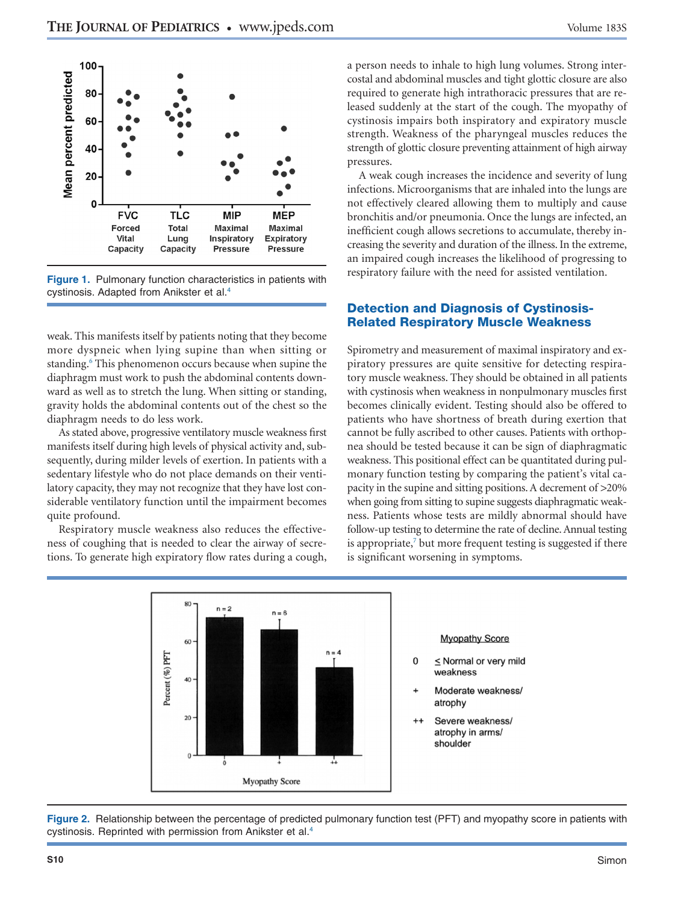100
80
60
40
20
0

Mean percent predicted

FVC
Forced
Vital
Capacity

TLC
Total
Lung
Capacity

MIP
Maximal
Inspiratory
Pressure

MEP
Maximal
Expiratory
Pressure

**Figure 1.** Pulmonary function characteristics in patients with cystinosis. Adapted from Anikster et al.[4]

weak. This manifests itself by patients noting that they become more dyspneic when lying supine than when sitting or standing.[6] This phenomenon occurs because when supine the diaphragm must work to push the abdominal contents downward as well as to stretch the lung. When sitting or standing, gravity holds the abdominal contents out of the chest so the diaphragm needs to do less work.

As stated above, progressive ventilatory muscle weakness first manifests itself during high levels of physical activity and, subsequently, during milder levels of exertion. In patients with a sedentary lifestyle who do not place demands on their ventilatory capacity, they may not recognize that they have lost considerable ventilatory function until the impairment becomes quite profound.

Respiratory muscle weakness also reduces the effectiveness of coughing that is needed to clear the airway of secretions. To generate high expiratory flow rates during a cough, a person needs to inhale to high lung volumes. Strong intercostal and abdominal muscles and tight glottic closure are also required to generate high intrathoracic pressures that are released suddenly at the start of the cough. The myopathy of cystinosis impairs both inspiratory and expiratory muscle strength. Weakness of the pharyngeal muscles reduces the strength of glottic closure preventing attainment of high airway pressures.

A weak cough increases the incidence and severity of lung infections. Microorganisms that are inhaled into the lungs are not effectively cleared allowing them to multiply and cause bronchitis and/or pneumonia. Once the lungs are infected, an inefficient cough allows secretions to accumulate, thereby increasing the severity and duration of the illness. In the extreme, an impaired cough increases the likelihood of progressing to respiratory failure with the need for assisted ventilation.

## Detection and Diagnosis of Cystinosis-Related Respiratory Muscle Weakness

Spirometry and measurement of maximal inspiratory and expiratory pressures are quite sensitive for detecting respiratory muscle weakness. They should be obtained in all patients with cystinosis when weakness in nonpulmonary muscles first becomes clinically evident. Testing should also be offered to patients who have shortness of breath during exertion that cannot be fully ascribed to other causes. Patients with orthopnea should be tested because it can be sign of diaphragmatic weakness. This positional effect can be quantitated during pulmonary function testing by comparing the patient's vital capacity in the supine and sitting positions. A decrement of >20% when going from sitting to supine suggests diaphragmatic weakness. Patients whose tests are mildly abnormal should have follow-up testing to determine the rate of decline. Annual testing is appropriate,[7] but more frequent testing is suggested if there is significant worsening in symptoms.

80
60
40
20
0

Percent (%) PFT

n = 2
n = 6
n = 4

0
+
++

Myopathy Score

Myopathy Score

0 ≤ Normal or very mild weakness

+ Moderate weakness/ atrophy

++ Severe weakness/ atrophy in arms/ shoulder

**Figure 2.** Relationship between the percentage of predicted pulmonary function test (PFT) and myopathy score in patients with cystinosis. Reprinted with permission from Anikster et al.[4]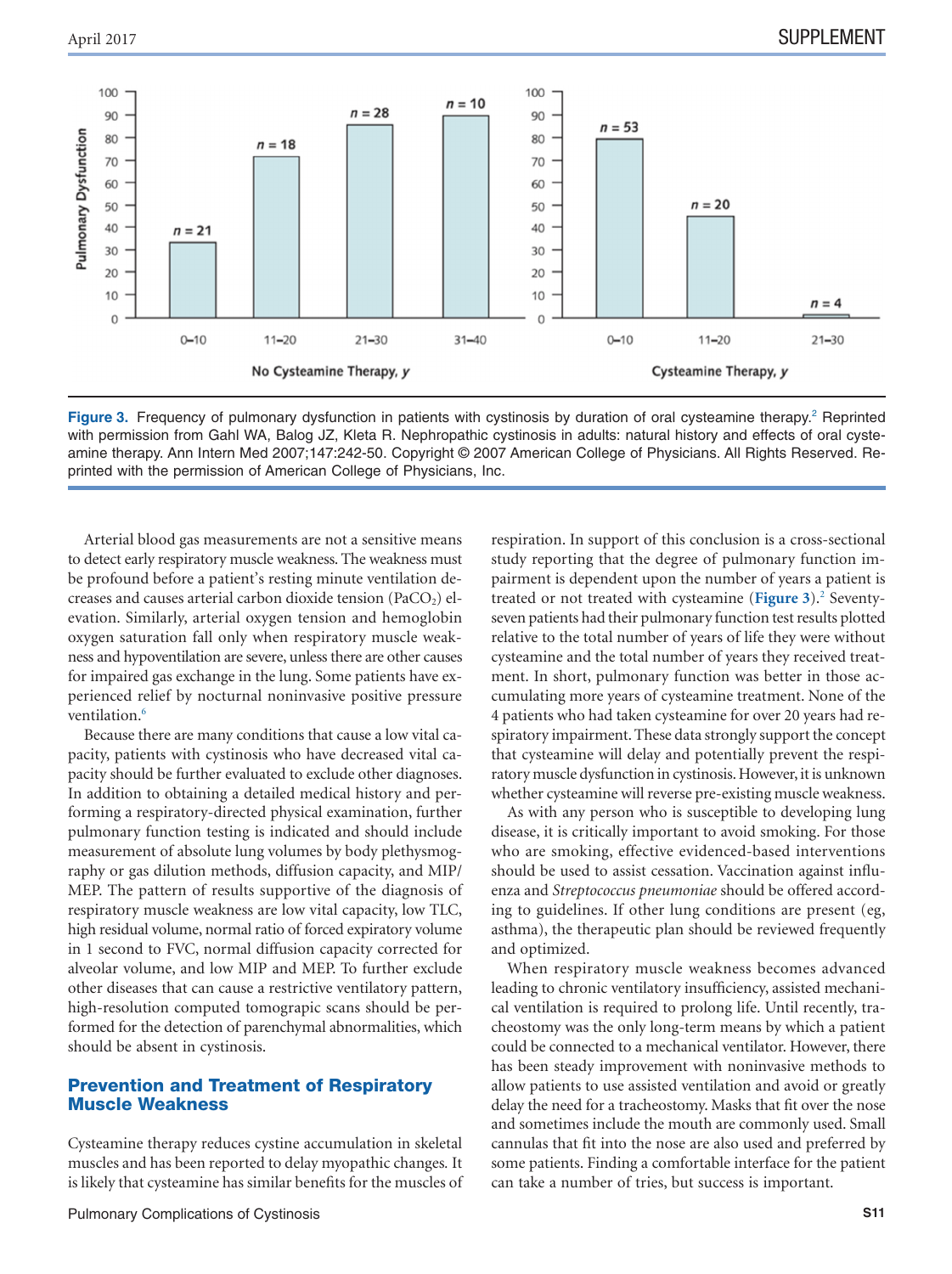Figure 3. Frequency of pulmonary dysfunction in patients with cystinosis by duration of oral cysteamine therapy.[2] Reprinted with permission from Gahl WA, Balog JZ, Kleta R. Nephropathic cystinosis in adults: natural history and effects of oral cysteamine therapy. Ann Intern Med 2007;147:242-50. Copyright © 2007 American College of Physicians. All Rights Reserved. Reprinted with the permission of American College of Physicians, Inc.

Arterial blood gas measurements are not a sensitive means to detect early respiratory muscle weakness. The weakness must be profound before a patient's resting minute ventilation decreases and causes arterial carbon dioxide tension ($PaCO_2$) elevation. Similarly, arterial oxygen tension and hemoglobin oxygen saturation fall only when respiratory muscle weakness and hypoventilation are severe, unless there are other causes for impaired gas exchange in the lung. Some patients have experienced relief by nocturnal noninvasive positive pressure ventilation.[6]

Because there are many conditions that cause a low vital capacity, patients with cystinosis who have decreased vital capacity should be further evaluated to exclude other diagnoses. In addition to obtaining a detailed medical history and performing a respiratory-directed physical examination, further pulmonary function testing is indicated and should include measurement of absolute lung volumes by body plethysmography or gas dilution methods, diffusion capacity, and MIP/MEP. The pattern of results supportive of the diagnosis of respiratory muscle weakness are low vital capacity, low TLC, high residual volume, normal ratio of forced expiratory volume in 1 second to FVC, normal diffusion capacity corrected for alveolar volume, and low MIP and MEP. To further exclude other diseases that can cause a restrictive ventilatory pattern, high-resolution computed tomograpic scans should be performed for the detection of parenchymal abnormalities, which should be absent in cystinosis.

## Prevention and Treatment of Respiratory Muscle Weakness

Cysteamine therapy reduces cystine accumulation in skeletal muscles and has been reported to delay myopathic changes. It is likely that cysteamine has similar benefits for the muscles of respiration. In support of this conclusion is a cross-sectional study reporting that the degree of pulmonary function impairment is dependent upon the number of years a patient is treated or not treated with cysteamine (**Figure 3**).[2] Seventy-seven patients had their pulmonary function test results plotted relative to the total number of years of life they were without cysteamine and the total number of years they received treatment. In short, pulmonary function was better in those accumulating more years of cysteamine treatment. None of the 4 patients who had taken cysteamine for over 20 years had respiratory impairment. These data strongly support the concept that cysteamine will delay and potentially prevent the respiratory muscle dysfunction in cystinosis. However, it is unknown whether cysteamine will reverse pre-existing muscle weakness.

As with any person who is susceptible to developing lung disease, it is critically important to avoid smoking. For those who are smoking, effective evidenced-based interventions should be used to assist cessation. Vaccination against influenza and *Streptococcus pneumoniae* should be offered according to guidelines. If other lung conditions are present (eg, asthma), the therapeutic plan should be reviewed frequently and optimized.

When respiratory muscle weakness becomes advanced leading to chronic ventilatory insufficiency, assisted mechanical ventilation is required to prolong life. Until recently, tracheostomy was the only long-term means by which a patient could be connected to a mechanical ventilator. However, there has been steady improvement with noninvasive methods to allow patients to use assisted ventilation and avoid or greatly delay the need for a tracheostomy. Masks that fit over the nose and sometimes include the mouth are commonly used. Small cannulas that fit into the nose are also used and preferred by some patients. Finding a comfortable interface for the patient can take a number of tries, but success is important.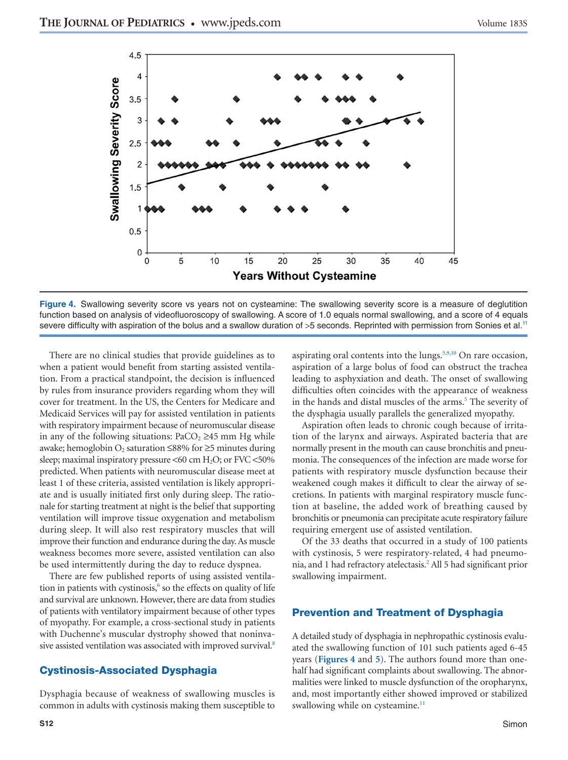Figure 4. Swallowing severity score vs years not on cysteamine: The swallowing severity score is a measure of deglutition function based on analysis of videofluoroscopy of swallowing. A score of 1.0 equals normal swallowing, and a score of 4 equals severe difficulty with aspiration of the bolus and a swallow duration of >5 seconds. Reprinted with permission from Sonies et al.[11]

There are no clinical studies that provide guidelines as to when a patient would benefit from starting assisted ventilation. From a practical standpoint, the decision is influenced by rules from insurance providers regarding whom they will cover for treatment. In the US, the Centers for Medicare and Medicaid Services will pay for assisted ventilation in patients with respiratory impairment because of neuromuscular disease in any of the following situations: $PaCO_2 \geq 45$ mm Hg while awake; hemoglobin $O_2$ saturation $\leq 88\%$ for $\geq 5$ minutes during sleep; maximal inspiratory pressure <60 cm $H_2O$; or FVC <50% predicted. When patients with neuromuscular disease meet at least 1 of these criteria, assisted ventilation is likely appropriate and is usually initiated first only during sleep. The rationale for starting treatment at night is the belief that supporting ventilation will improve tissue oxygenation and metabolism during sleep. It will also rest respiratory muscles that will improve their function and endurance during the day. As muscle weakness becomes more severe, assisted ventilation can also be used intermittently during the day to reduce dyspnea.

There are few published reports of using assisted ventilation in patients with cystinosis,[6] so the effects on quality of life and survival are unknown. However, there are data from studies of patients with ventilatory impairment because of other types of myopathy. For example, a cross-sectional study in patients with Duchenne's muscular dystrophy showed that noninvasive assisted ventilation was associated with improved survival.[8]

## Cystinosis-Associated Dysphagia

Dysphagia because of weakness of swallowing muscles is common in adults with cystinosis making them susceptible to aspirating oral contents into the lungs.[5,9,10] On rare occasion, aspiration of a large bolus of food can obstruct the trachea leading to asphyxiation and death. The onset of swallowing difficulties often coincides with the appearance of weakness in the hands and distal muscles of the arms.[5] The severity of the dysphagia usually parallels the generalized myopathy.

Aspiration often leads to chronic cough because of irritation of the larynx and airways. Aspirated bacteria that are normally present in the mouth can cause bronchitis and pneumonia. The consequences of the infection are made worse for patients with respiratory muscle dysfunction because their weakened cough makes it difficult to clear the airway of secretions. In patients with marginal respiratory muscle function at baseline, the added work of breathing caused by bronchitis or pneumonia can precipitate acute respiratory failure requiring emergent use of assisted ventilation.

Of the 33 deaths that occurred in a study of 100 patients with cystinosis, 5 were respiratory-related, 4 had pneumonia, and 1 had refractory atelectasis.[2] All 5 had significant prior swallowing impairment.

## Prevention and Treatment of Dysphagia

A detailed study of dysphagia in nephropathic cystinosis evaluated the swallowing function of 101 such patients aged 6-45 years (**Figures 4** and **5**). The authors found more than one-half had significant complaints about swallowing. The abnormalities were linked to muscle dysfunction of the oropharynx, and, most importantly either showed improved or stabilized swallowing while on cysteamine.[11]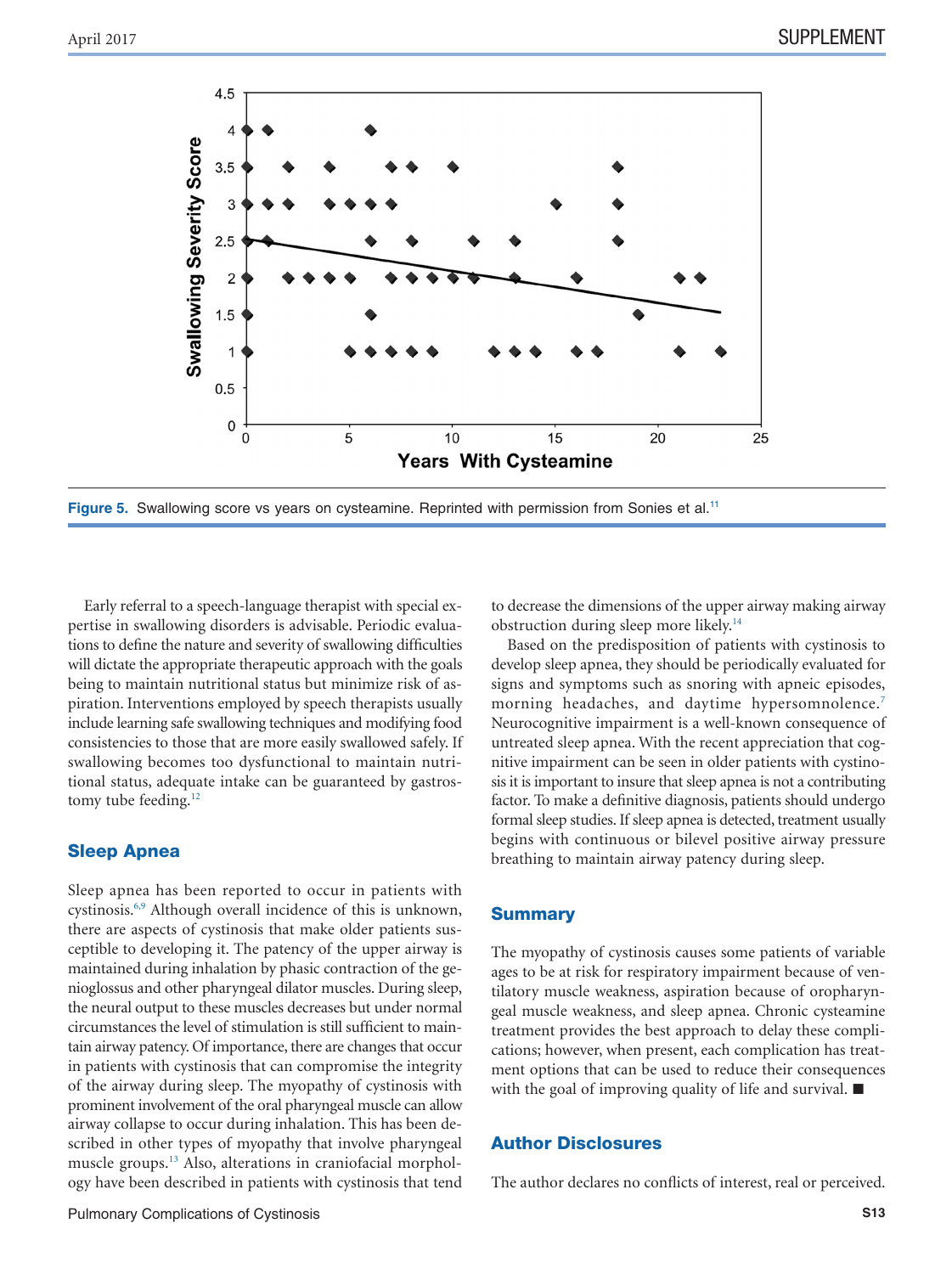Figure 5. Swallowing score vs years on cysteamine. Reprinted with permission from Sonies et al.[11]

Early referral to a speech-language therapist with special expertise in swallowing disorders is advisable. Periodic evaluations to define the nature and severity of swallowing difficulties will dictate the appropriate therapeutic approach with the goals being to maintain nutritional status but minimize risk of aspiration. Interventions employed by speech therapists usually include learning safe swallowing techniques and modifying food consistencies to those that are more easily swallowed safely. If swallowing becomes too dysfunctional to maintain nutritional status, adequate intake can be guaranteed by gastrostomy tube feeding.[12]

## Sleep Apnea

Sleep apnea has been reported to occur in patients with cystinosis.[6,9] Although overall incidence of this is unknown, there are aspects of cystinosis that make older patients susceptible to developing it. The patency of the upper airway is maintained during inhalation by phasic contraction of the genioglossus and other pharyngeal dilator muscles. During sleep, the neural output to these muscles decreases but under normal circumstances the level of stimulation is still sufficient to maintain airway patency. Of importance, there are changes that occur in patients with cystinosis that can compromise the integrity of the airway during sleep. The myopathy of cystinosis with prominent involvement of the oral pharyngeal muscle can allow airway collapse to occur during inhalation. This has been described in other types of myopathy that involve pharyngeal muscle groups.[13] Also, alterations in craniofacial morphology have been described in patients with cystinosis that tend to decrease the dimensions of the upper airway making airway obstruction during sleep more likely.[14]

Based on the predisposition of patients with cystinosis to develop sleep apnea, they should be periodically evaluated for signs and symptoms such as snoring with apneic episodes, morning headaches, and daytime hypersomnolence.[7] Neurocognitive impairment is a well-known consequence of untreated sleep apnea. With the recent appreciation that cognitive impairment can be seen in older patients with cystinosis it is important to insure that sleep apnea is not a contributing factor. To make a definitive diagnosis, patients should undergo formal sleep studies. If sleep apnea is detected, treatment usually begins with continuous or bilevel positive airway pressure breathing to maintain airway patency during sleep.

## Summary

The myopathy of cystinosis causes some patients of variable ages to be at risk for respiratory impairment because of ventilatory muscle weakness, aspiration because of oropharyngeal muscle weakness, and sleep apnea. Chronic cysteamine treatment provides the best approach to delay these complications; however, when present, each complication has treatment options that can be used to reduce their consequences with the goal of improving quality of life and survival. ■

## Author Disclosures

The author declares no conflicts of interest, real or perceived.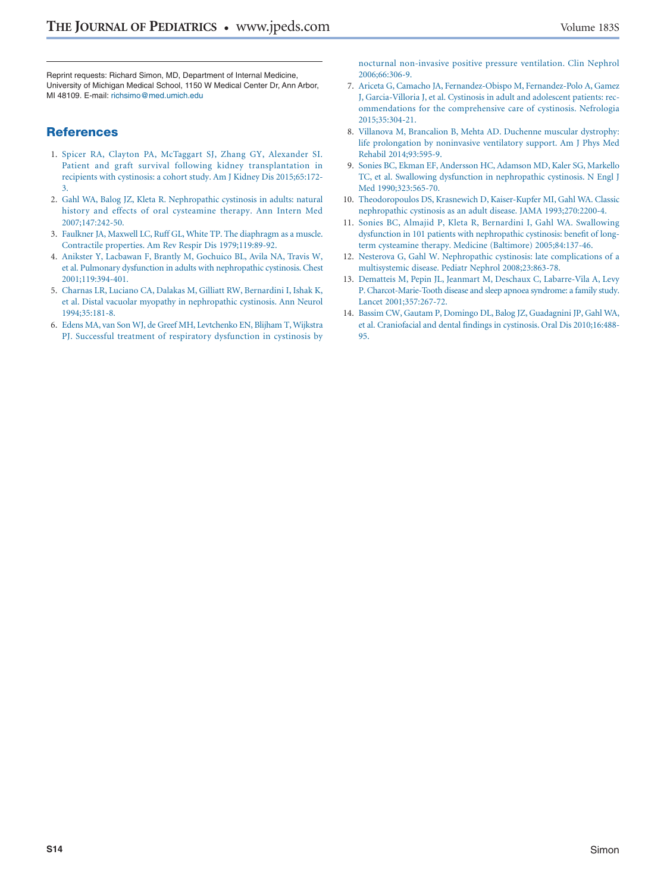Reprint requests: Richard Simon, MD, Department of Internal Medicine, University of Michigan Medical School, 1150 W Medical Center Dr, Ann Arbor, MI 48109. E-mail: richsimo@med.umich.edu

## References

1. Spicer RA, Clayton PA, McTaggart SJ, Zhang GY, Alexander SI. Patient and graft survival following kidney transplantation in recipients with cystinosis: a cohort study. Am J Kidney Dis 2015;65:172-3.
2. Gahl WA, Balog JZ, Kleta R. Nephropathic cystinosis in adults: natural history and effects of oral cysteamine therapy. Ann Intern Med 2007;147:242-50.
3. Faulkner JA, Maxwell LC, Ruff GL, White TP. The diaphragm as a muscle. Contractile properties. Am Rev Respir Dis 1979;119:89-92.
4. Anikster Y, Lacbawan F, Brantly M, Gochuico BL, Avila NA, Travis W, et al. Pulmonary dysfunction in adults with nephropathic cystinosis. Chest 2001;119:394-401.
5. Charnas LR, Luciano CA, Dalakas M, Gilliatt RW, Bernardini I, Ishak K, et al. Distal vacuolar myopathy in nephropathic cystinosis. Ann Neurol 1994;35:181-8.
6. Edens MA, van Son WJ, de Greef MH, Levtchenko EN, Blijham T, Wijkstra PJ. Successful treatment of respiratory dysfunction in cystinosis by nocturnal non-invasive positive pressure ventilation. Clin Nephrol 2006;66:306-9.
7. Ariceta G, Camacho JA, Fernandez-Obispo M, Fernandez-Polo A, Gamez J, Garcia-Villoria J, et al. Cystinosis in adult and adolescent patients: recommendations for the comprehensive care of cystinosis. Nefrologia 2015;35:304-21.
8. Villanova M, Brancalion B, Mehta AD. Duchenne muscular dystrophy: life prolongation by noninvasive ventilatory support. Am J Phys Med Rehabil 2014;93:595-9.
9. Sonies BC, Ekman EF, Andersson HC, Adamson MD, Kaler SG, Markello TC, et al. Swallowing dysfunction in nephropathic cystinosis. N Engl J Med 1990;323:565-70.
10. Theodoropoulos DS, Krasnewich D, Kaiser-Kupfer MI, Gahl WA. Classic nephropathic cystinosis as an adult disease. JAMA 1993;270:2200-4.
11. Sonies BC, Almajid P, Kleta R, Bernardini I, Gahl WA. Swallowing dysfunction in 101 patients with nephropathic cystinosis: benefit of long-term cysteamine therapy. Medicine (Baltimore) 2005;84:137-46.
12. Nesterova G, Gahl W. Nephropathic cystinosis: late complications of a multisystemic disease. Pediatr Nephrol 2008;23:863-78.
13. Dematteis M, Pepin JL, Jeanmart M, Deschaux C, Labarre-Vila A, Levy P. Charcot-Marie-Tooth disease and sleep apnoea syndrome: a family study. Lancet 2001;357:267-72.
14. Bassim CW, Gautam P, Domingo DL, Balog JZ, Guadagnini JP, Gahl WA, et al. Craniofacial and dental findings in cystinosis. Oral Dis 2010;16:488-95.